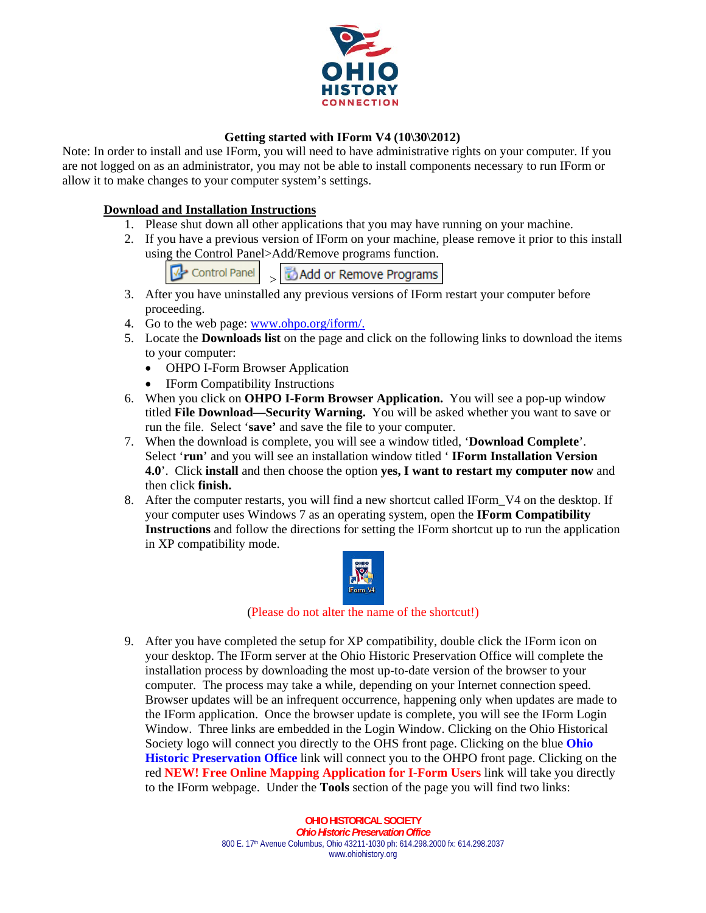**Getting started with IForm V4 (10\30\2012)**

Note: In order to install and use IForm, you will need to have administrative rights on your computer. If you are not logged on as an administrator, you may not be able to install components necessary to run IForm or allow it to make changes to your computer system's settings.

**Download and Installation Instructions**

1. Please shut down all other applications that you may have running on your machine.
2. If you have a previous version of IForm on your machine, please remove it prior to this install using the Control Panel>Add/Remove programs function.

   Control Panel > Add or Remove Programs
3. After you have uninstalled any previous versions of IForm restart your computer before proceeding.
4. Go to the web page: [www.ohpo.org/iform/.](www.ohpo.org/iform/)
5. Locate the **Downloads list** on the page and click on the following links to download the items to your computer:
   - OHPO I-Form Browser Application
   - IForm Compatibility Instructions
6. When you click on **OHPO I-Form Browser Application.** You will see a pop-up window titled **File Download—Security Warning.** You will be asked whether you want to save or run the file. Select '**save'** and save the file to your computer.
7. When the download is complete, you will see a window titled, '**Download Complete**'. Select '**run**' and you will see an installation window titled ' **IForm Installation Version 4.0**'. Click **install** and then choose the option **yes, I want to restart my computer now** and then click **finish.**
8. After the computer restarts, you will find a new shortcut called IForm_V4 on the desktop. If your computer uses Windows 7 as an operating system, open the **IForm Compatibility Instructions** and follow the directions for setting the IForm shortcut up to run the application in XP compatibility mode.

   IForm_V4

   (Please do not alter the name of the shortcut!)

9. After you have completed the setup for XP compatibility, double click the IForm icon on your desktop. The IForm server at the Ohio Historic Preservation Office will complete the installation process by downloading the most up-to-date version of the browser to your computer. The process may take a while, depending on your Internet connection speed. Browser updates will be an infrequent occurrence, happening only when updates are made to the IForm application. Once the browser update is complete, you will see the IForm Login Window. Three links are embedded in the Login Window. Clicking on the Ohio Historical Society logo will connect you directly to the OHS front page. Clicking on the blue **Ohio Historic Preservation Office** link will connect you to the OHPO front page. Clicking on the red **NEW! Free Online Mapping Application for I-Form Users** link will take you directly to the IForm webpage. Under the **Tools** section of the page you will find two links: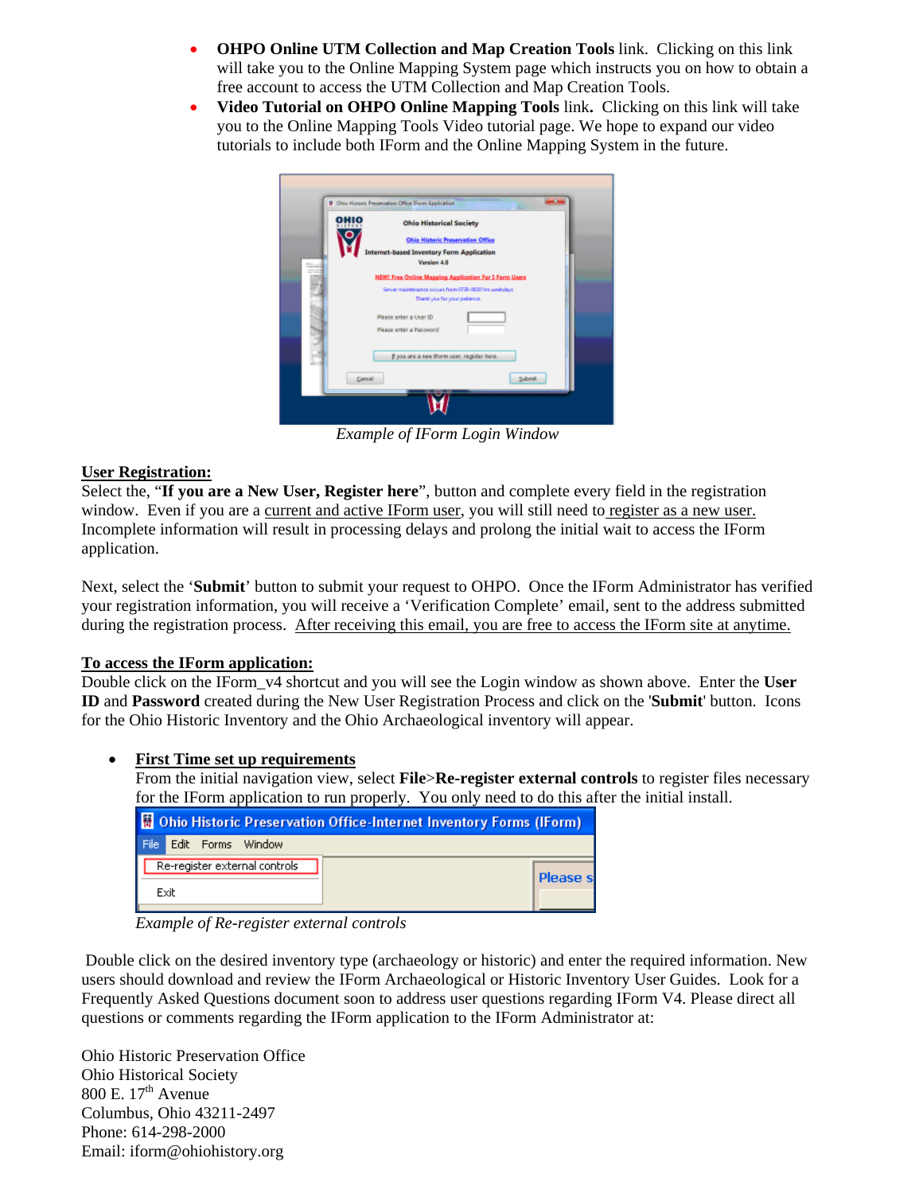- **OHPO Online UTM Collection and Map Creation Tools** link. Clicking on this link will take you to the Online Mapping System page which instructs you on how to obtain a free account to access the UTM Collection and Map Creation Tools.
- **Video Tutorial on OHPO Online Mapping Tools** link. Clicking on this link will take you to the Online Mapping Tools Video tutorial page. We hope to expand our video tutorials to include both IForm and the Online Mapping System in the future.

*Example of IForm Login Window*

**User Registration:**

Select the, "**If you are a New User, Register here**", button and complete every field in the registration window. Even if you are a current and active IForm user, you will still need to register as a new user. Incomplete information will result in processing delays and prolong the initial wait to access the IForm application.

Next, select the '**Submit**' button to submit your request to OHPO. Once the IForm Administrator has verified your registration information, you will receive a 'Verification Complete' email, sent to the address submitted during the registration process. After receiving this email, you are free to access the IForm site at anytime.

**To access the IForm application:**

Double click on the IForm_v4 shortcut and you will see the Login window as shown above. Enter the **User ID** and **Password** created during the New User Registration Process and click on the '**Submit**' button. Icons for the Ohio Historic Inventory and the Ohio Archaeological inventory will appear.

- **First Time set up requirements**

  From the initial navigation view, select **File**>**Re-register external controls** to register files necessary for the IForm application to run properly. You only need to do this after the initial install.

*Example of Re-register external controls*

Double click on the desired inventory type (archaeology or historic) and enter the required information. New users should download and review the IForm Archaeological or Historic Inventory User Guides. Look for a Frequently Asked Questions document soon to address user questions regarding IForm V4. Please direct all questions or comments regarding the IForm application to the IForm Administrator at:

Ohio Historic Preservation Office
Ohio Historical Society
800 E. 17th Avenue
Columbus, Ohio 43211-2497
Phone: 614-298-2000
Email: iform@ohiohistory.org